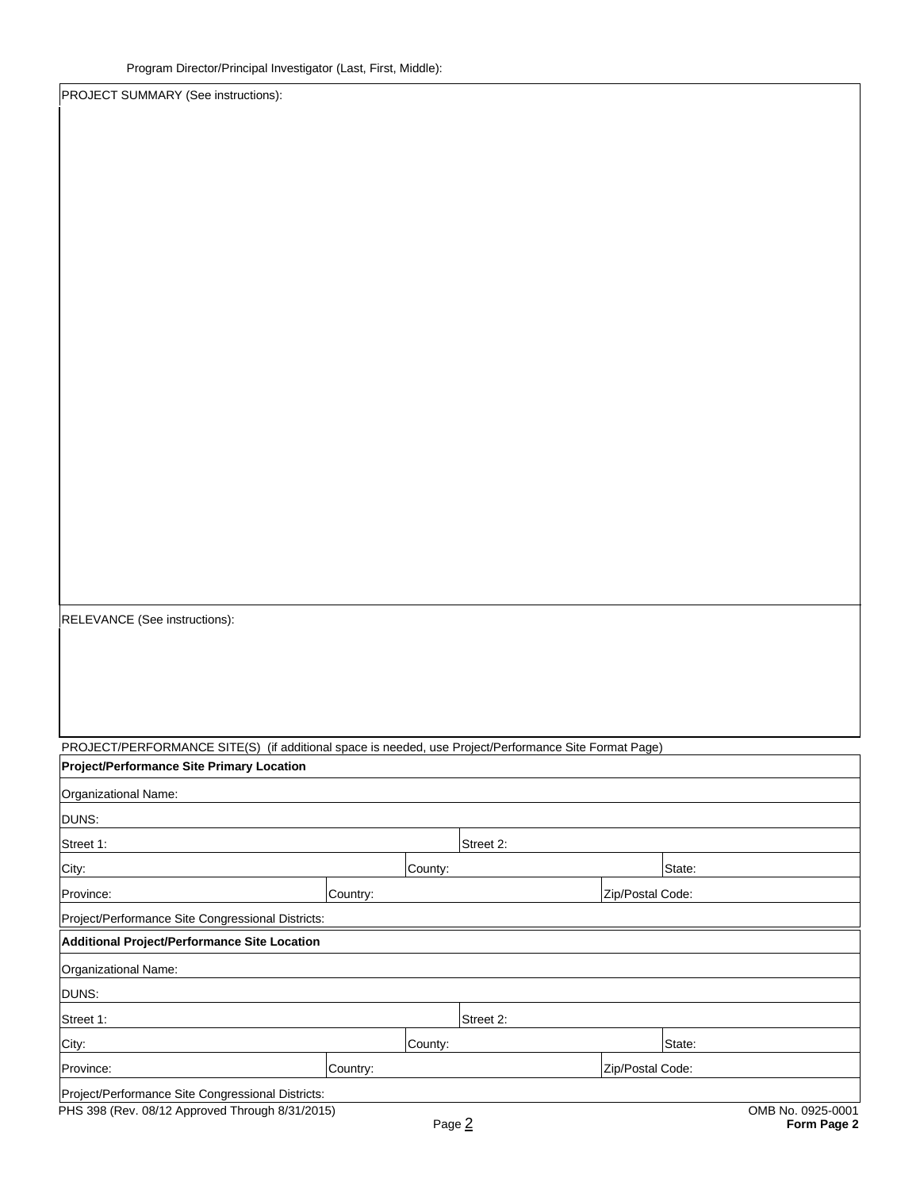Program Director/Principal Investigator (Last, First, Middle):

PROJECT SUMMARY (See instructions):

RELEVANCE (See instructions):

PROJECT/PERFORMANCE SITE(S) (if additional space is needed, use Project/Performance Site Format Page)

| **Project/Performance Site Primary Location** | | | | |
|---|---|---|---|---|
| Organizational Name: | | | | |
| DUNS: | | | | |
| Street 1: | | Street 2: | | |
| City: | | County: | | State: |
| Province: | Country: | | Zip/Postal Code: | |
| Project/Performance Site Congressional Districts: | | | | |

| **Additional Project/Performance Site Location** | | | | |
|---|---|---|---|---|
| Organizational Name: | | | | |
| DUNS: | | | | |
| Street 1: | | Street 2: | | |
| City: | | County: | | State: |
| Province: | Country: | | Zip/Postal Code: | |
| Project/Performance Site Congressional Districts: | | | | |

PHS 398 (Rev. 08/12 Approved Through 8/31/2015) OMB No. 0925-0001

**Form Page 2**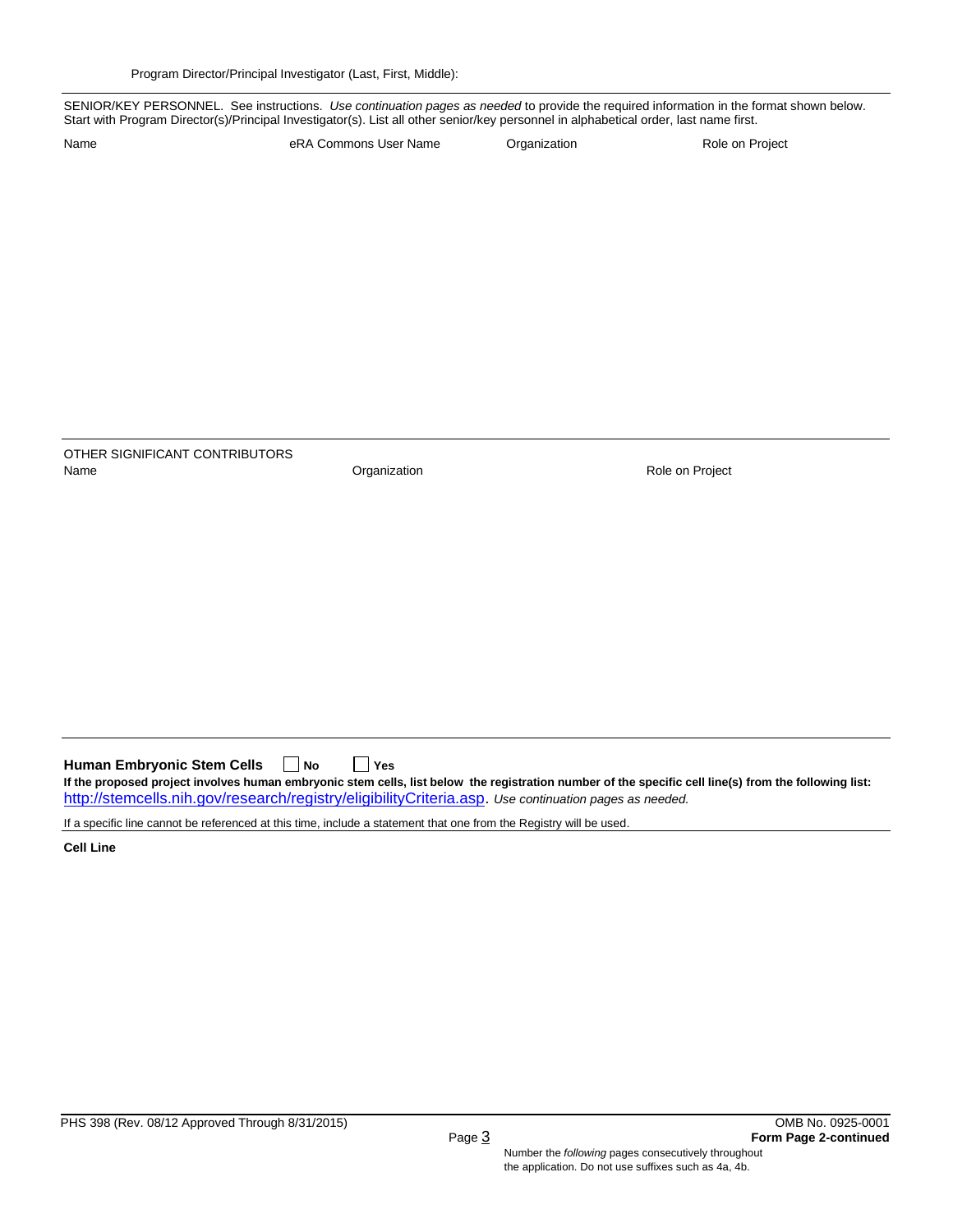Program Director/Principal Investigator (Last, First, Middle):

SENIOR/KEY PERSONNEL. See instructions. *Use continuation pages as needed* to provide the required information in the format shown below. Start with Program Director(s)/Principal Investigator(s). List all other senior/key personnel in alphabetical order, last name first.

| Name | eRA Commons User Name | Organization | Role on Project |
|---|---|---|---|

OTHER SIGNIFICANT CONTRIBUTORS

| Name | Organization | Role on Project |
|---|---|---|

**Human Embryonic Stem Cells** ☐ **No** ☐ **Yes**

**If the proposed project involves human embryonic stem cells, list below the registration number of the specific cell line(s) from the following list:** http://stemcells.nih.gov/research/registry/eligibilityCriteria.asp. *Use continuation pages as needed.*

If a specific line cannot be referenced at this time, include a statement that one from the Registry will be used.

**Cell Line**

PHS 398 (Rev. 08/12 Approved Through 8/31/2015)

OMB No. 0925-0001

**Form Page 2-continued**

Number the *following* pages consecutively throughout the application. Do not use suffixes such as 4a, 4b.